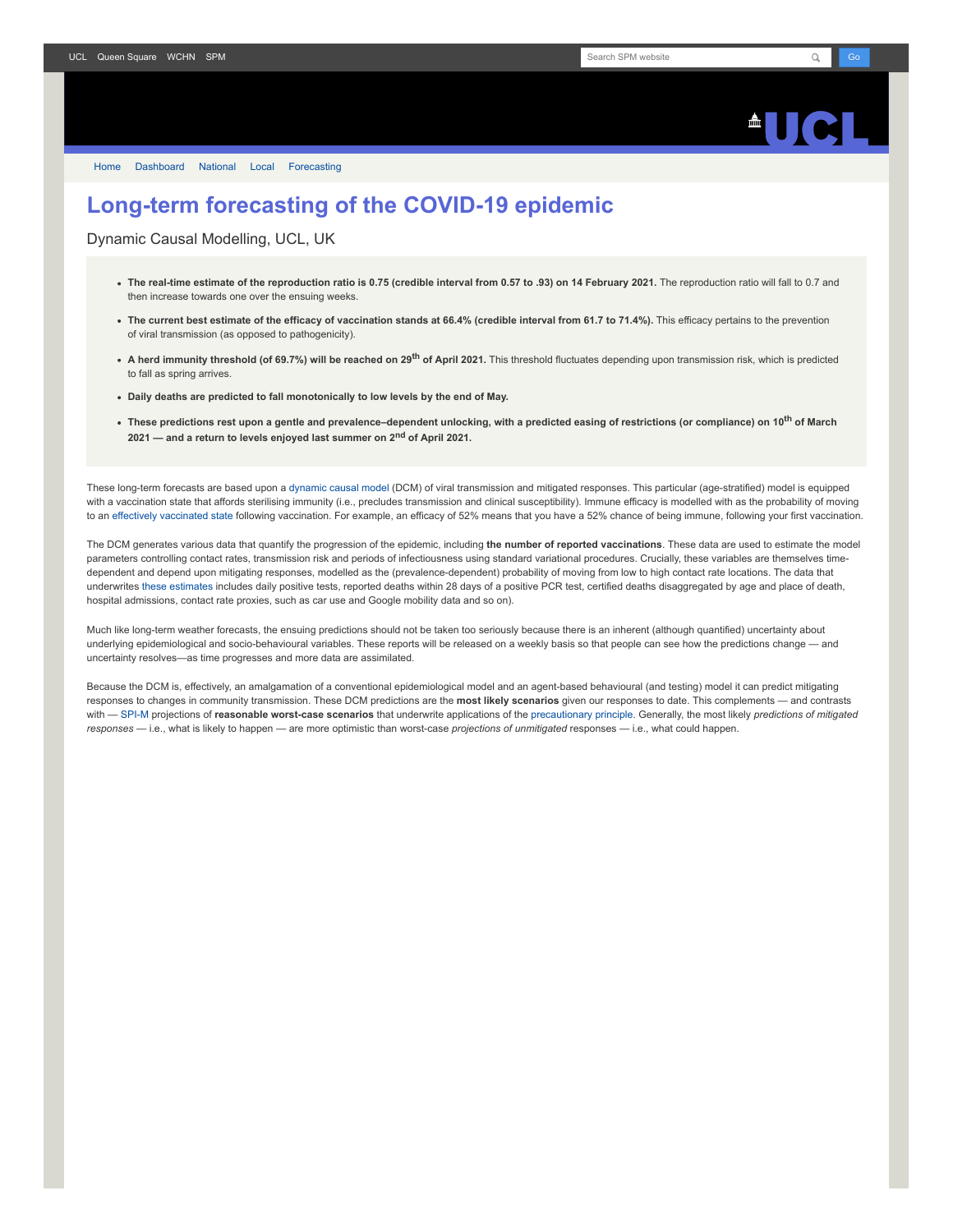UCL Queen Square WCHN SPM

Home Dashboard National Local Forecasting

# Long-term forecasting of the COVID-19 epidemic

## Dynamic Causal Modelling, UCL, UK

- **The real-time estimate of the reproduction ratio is 0.75 (credible interval from 0.57 to .93) on 14 February 2021.** The reproduction ratio will fall to 0.7 and then increase towards one over the ensuing weeks.
- **The current best estimate of the efficacy of vaccination stands at 66.4% (credible interval from 61.7 to 71.4%).** This efficacy pertains to the prevention of viral transmission (as opposed to pathogenicity).
- **A herd immunity threshold (of 69.7%) will be reached on 29th of April 2021.** This threshold fluctuates depending upon transmission risk, which is predicted to fall as spring arrives.
- **Daily deaths are predicted to fall monotonically to low levels by the end of May.**
- **These predictions rest upon a gentle and prevalence–dependent unlocking, with a predicted easing of restrictions (or compliance) on 10th of March 2021 — and a return to levels enjoyed last summer on 2nd of April 2021.**

These long-term forecasts are based upon a dynamic causal model (DCM) of viral transmission and mitigated responses. This particular (age-stratified) model is equipped with a vaccination state that affords sterilising immunity (i.e., precludes transmission and clinical susceptibility). Immune efficacy is modelled with as the probability of moving to an effectively vaccinated state following vaccination. For example, an efficacy of 52% means that you have a 52% chance of being immune, following your first vaccination.

The DCM generates various data that quantify the progression of the epidemic, including **the number of reported vaccinations**. These data are used to estimate the model parameters controlling contact rates, transmission risk and periods of infectiousness using standard variational procedures. Crucially, these variables are themselves time-dependent and depend upon mitigating responses, modelled as the (prevalence-dependent) probability of moving from low to high contact rate locations. The data that underwrites these estimates includes daily positive tests, reported deaths within 28 days of a positive PCR test, certified deaths disaggregated by age and place of death, hospital admissions, contact rate proxies, such as car use and Google mobility data and so on).

Much like long-term weather forecasts, the ensuing predictions should not be taken too seriously because there is an inherent (although quantified) uncertainty about underlying epidemiological and socio-behavioural variables. These reports will be released on a weekly basis so that people can see how the predictions change — and uncertainty resolves—as time progresses and more data are assimilated.

Because the DCM is, effectively, an amalgamation of a conventional epidemiological model and an agent-based behavioural (and testing) model it can predict mitigating responses to changes in community transmission. These DCM predictions are the **most likely scenarios** given our responses to date. This complements — and contrasts with — SPI-M projections of **reasonable worst-case scenarios** that underwrite applications of the precautionary principle. Generally, the most likely *predictions of mitigated responses* — i.e., what is likely to happen — are more optimistic than worst-case *projections of unmitigated* responses — i.e., what could happen.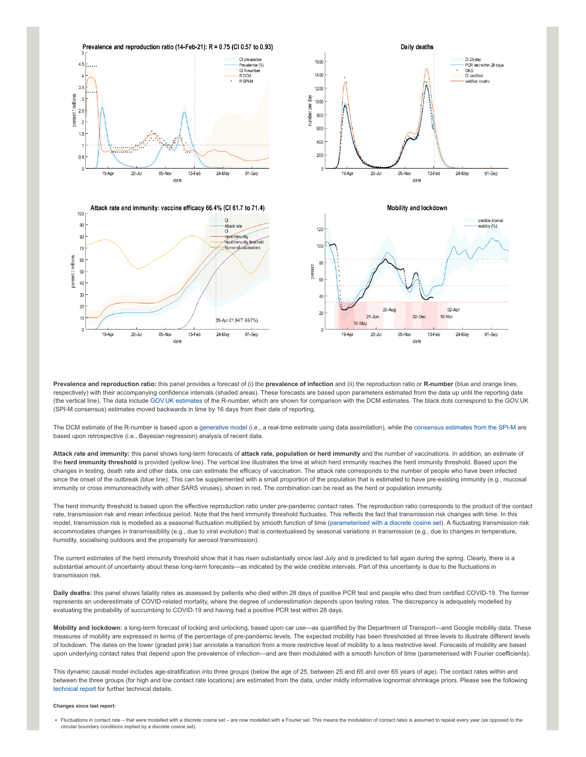**Prevalence and reproduction ratio:** this panel provides a forecast of (i) the **prevalence of infection** and (ii) the reproduction ratio or **R-number** (blue and orange lines, respectively) with their accompanying confidence intervals (shaded areas). These forecasts are based upon parameters estimated from the data up until the reporting date (the vertical line). The data include GOV.UK estimates of the R-number, which are shown for comparison with the DCM estimates. The black dots correspond to the GOV.UK (SPI-M consensus) estimates moved backwards in time by 16 days from their date of reporting.

The DCM estimate of the R-number is based upon a generative model (i.e., a real-time estimate using data assimilation), while the consensus estimates from the SPI-M are based upon retrospective (i.e., Bayesian regression) analysis of recent data.

**Attack rate and immunity:** this panel shows long-term forecasts of **attack rate, population or herd immunity** and the number of vaccinations. In addition, an estimate of the **herd immunity threshold** is provided (yellow line). The vertical line illustrates the time at which herd immunity reaches the herd immunity threshold. Based upon the changes in testing, death rate and other data, one can estimate the efficacy of vaccination. The attack rate corresponds to the number of people who have been infected since the onset of the outbreak (blue line). This can be supplemented with a small proportion of the population that is estimated to have pre-existing immunity (e.g., mucosal immunity or cross immunoreactivity with other SARS viruses), shown in red. The combination can be read as the herd or population immunity.

The herd immunity threshold is based upon the effective reproduction ratio under pre-pandemic contact rates. The reproduction ratio corresponds to the product of the contact rate, transmission risk and mean infectious period. Note that the herd immunity threshold fluctuates. This reflects the fact that transmission risk changes with time. In this model, transmission risk is modelled as a seasonal fluctuation multiplied by smooth function of time (parameterised with a discrete cosine set). A fluctuating transmission risk accommodates changes in transmissibility (e.g., due to viral evolution) that is contextualised by seasonal variations in transmission (e.g., due to changes in temperature, humidity, socialising outdoors and the propensity for aerosol transmission).

The current estimates of the herd immunity threshold show that it has risen substantially since last July and is predicted to fall again during the spring. Clearly, there is a substantial amount of uncertainty about these long-term forecasts—as indicated by the wide credible intervals. Part of this uncertainty is due to the fluctuations in transmission risk.

**Daily deaths:** this panel shows fatality rates as assessed by patients who died within 28 days of positive PCR test and people who died from certified COVID-19. The former represents an underestimate of COVID-related mortality, where the degree of underestimation depends upon testing rates. The discrepancy is adequately modelled by evaluating the probability of succumbing to COVID-19 and having had a positive PCR test within 28 days.

**Mobility and lockdown:** a long-term forecast of locking and unlocking, based upon car use—as quantified by the Department of Transport—and Google mobility data. These measures of mobility are expressed in terms of the percentage of pre-pandemic levels. The expected mobility has been thresholded at three levels to illustrate different levels of lockdown. The dates on the lower (graded pink) bar annotate a transition from a more restrictive level of mobility to a less restrictive level. Forecasts of mobility are based upon underlying contact rates that depend upon the prevalence of infection—and are then modulated with a smooth function of time (parameterised with Fourier coefficients).

This dynamic causal model includes age-stratification into three groups (below the age of 25, between 25 and 65 and over 65 years of age). The contact rates within and between the three groups (for high and low contact rate locations) are estimated from the data, under mildly informative lognormal shrinkage priors. Please see the following technical report for further technical details.

**Changes since last report:**

- Fluctuations in contact rate – that were modelled with a discrete cosine set – are now modelled with a Fourier set. This means the modulation of contact rates is assumed to repeat every year (as opposed to the circular boundary conditions implied by a discrete cosine set).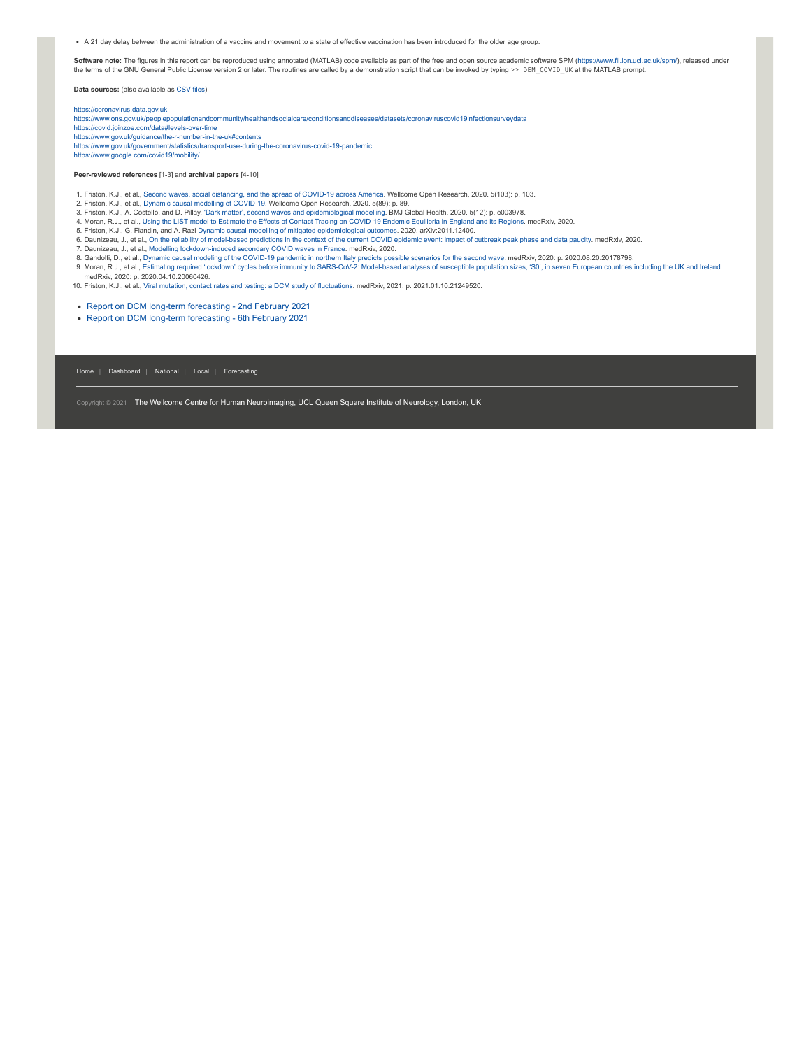- A 21 day delay between the administration of a vaccine and movement to a state of effective vaccination has been introduced for the older age group.

**Software note:** The figures in this report can be reproduced using annotated (MATLAB) code available as part of the free and open source academic software SPM (https://www.fil.ion.ucl.ac.uk/spm/), released under the terms of the GNU General Public License version 2 or later. The routines are called by a demonstration script that can be invoked by typing `>> DEM_COVID_UK` at the MATLAB prompt.

**Data sources:** (also available as CSV files)

https://coronavirus.data.gov.uk
https://www.ons.gov.uk/peoplepopulationandcommunity/healthandsocialcare/conditionsanddiseases/datasets/coronaviruscovid19infectionsurveydata
https://covid.joinzoe.com/data#levels-over-time
https://www.gov.uk/guidance/the-r-number-in-the-uk#contents
https://www.gov.uk/government/statistics/transport-use-during-the-coronavirus-covid-19-pandemic
https://www.google.com/covid19/mobility/

**Peer-reviewed references** [1-3] and **archival papers** [4-10]

1. Friston, K.J., et al., Second waves, social distancing, and the spread of COVID-19 across America. Wellcome Open Research, 2020. 5(103): p. 103.
2. Friston, K.J., et al., Dynamic causal modelling of COVID-19. Wellcome Open Research, 2020. 5(89): p. 89.
3. Friston, K.J., A. Costello, and D. Pillay, 'Dark matter', second waves and epidemiological modelling. BMJ Global Health, 2020. 5(12): p. e003978.
4. Moran, R.J., et al., Using the LIST model to Estimate the Effects of Contact Tracing on COVID-19 Endemic Equilibria in England and its Regions. medRxiv, 2020.
5. Friston, K.J., G. Flandin, and A. Razi Dynamic causal modelling of mitigated epidemiological outcomes. 2020. arXiv:2011.12400.
6. Daunizeau, J., et al., On the reliability of model-based predictions in the context of the current COVID epidemic event: impact of outbreak peak phase and data paucity. medRxiv, 2020.
7. Daunizeau, J., et al., Modelling lockdown-induced secondary COVID waves in France. medRxiv, 2020.
8. Gandolfi, D., et al., Dynamic causal modeling of the COVID-19 pandemic in northern Italy predicts possible scenarios for the second wave. medRxiv, 2020: p. 2020.08.20.20178798.
9. Moran, R.J., et al., Estimating required 'lockdown' cycles before immunity to SARS-CoV-2: Model-based analyses of susceptible population sizes, 'S0', in seven European countries including the UK and Ireland. medRxiv, 2020: p. 2020.04.10.20060426.
10. Friston, K.J., et al., Viral mutation, contact rates and testing: a DCM study of fluctuations. medRxiv, 2021: p. 2021.01.10.21249520.

- Report on DCM long-term forecasting - 2nd February 2021
- Report on DCM long-term forecasting - 6th February 2021

Home | Dashboard | National | Local | Forecasting

Copyright © 2021 The Wellcome Centre for Human Neuroimaging, UCL Queen Square Institute of Neurology, London, UK